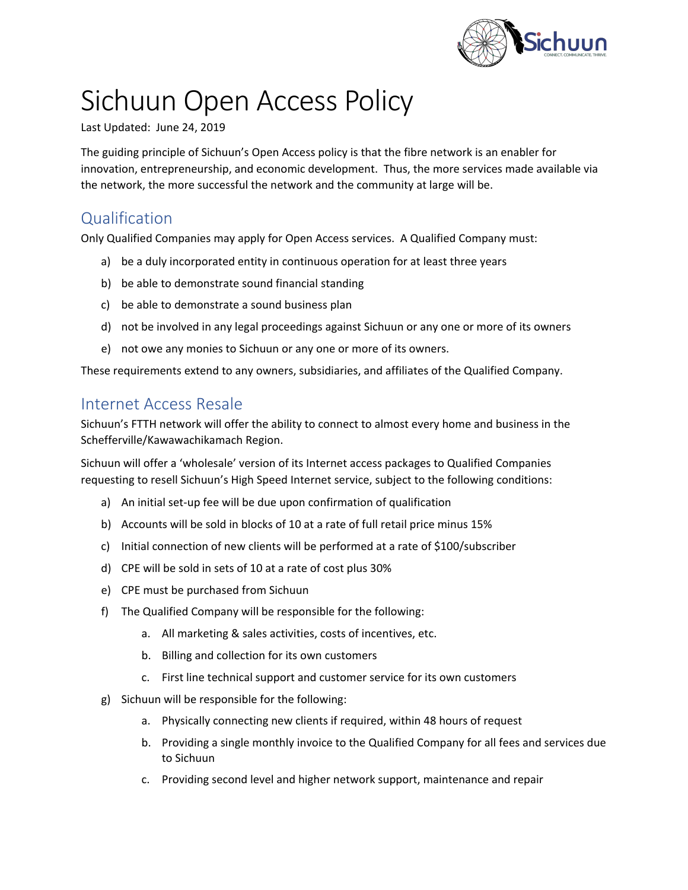# Sichuun Open Access Policy

Last Updated: June 24, 2019

The guiding principle of Sichuun's Open Access policy is that the fibre network is an enabler for innovation, entrepreneurship, and economic development. Thus, the more services made available via the network, the more successful the network and the community at large will be.

## Qualification

Only Qualified Companies may apply for Open Access services. A Qualified Company must:

a) be a duly incorporated entity in continuous operation for at least three years

b) be able to demonstrate sound financial standing

c) be able to demonstrate a sound business plan

d) not be involved in any legal proceedings against Sichuun or any one or more of its owners

e) not owe any monies to Sichuun or any one or more of its owners.

These requirements extend to any owners, subsidiaries, and affiliates of the Qualified Company.

## Internet Access Resale

Sichuun's FTTH network will offer the ability to connect to almost every home and business in the Schefferville/Kawawachikamach Region.

Sichuun will offer a 'wholesale' version of its Internet access packages to Qualified Companies requesting to resell Sichuun's High Speed Internet service, subject to the following conditions:

a) An initial set-up fee will be due upon confirmation of qualification

b) Accounts will be sold in blocks of 10 at a rate of full retail price minus 15%

c) Initial connection of new clients will be performed at a rate of $100/subscriber

d) CPE will be sold in sets of 10 at a rate of cost plus 30%

e) CPE must be purchased from Sichuun

f) The Qualified Company will be responsible for the following:

  a. All marketing & sales activities, costs of incentives, etc.

  b. Billing and collection for its own customers

  c. First line technical support and customer service for its own customers

g) Sichuun will be responsible for the following:

  a. Physically connecting new clients if required, within 48 hours of request

  b. Providing a single monthly invoice to the Qualified Company for all fees and services due to Sichuun

  c. Providing second level and higher network support, maintenance and repair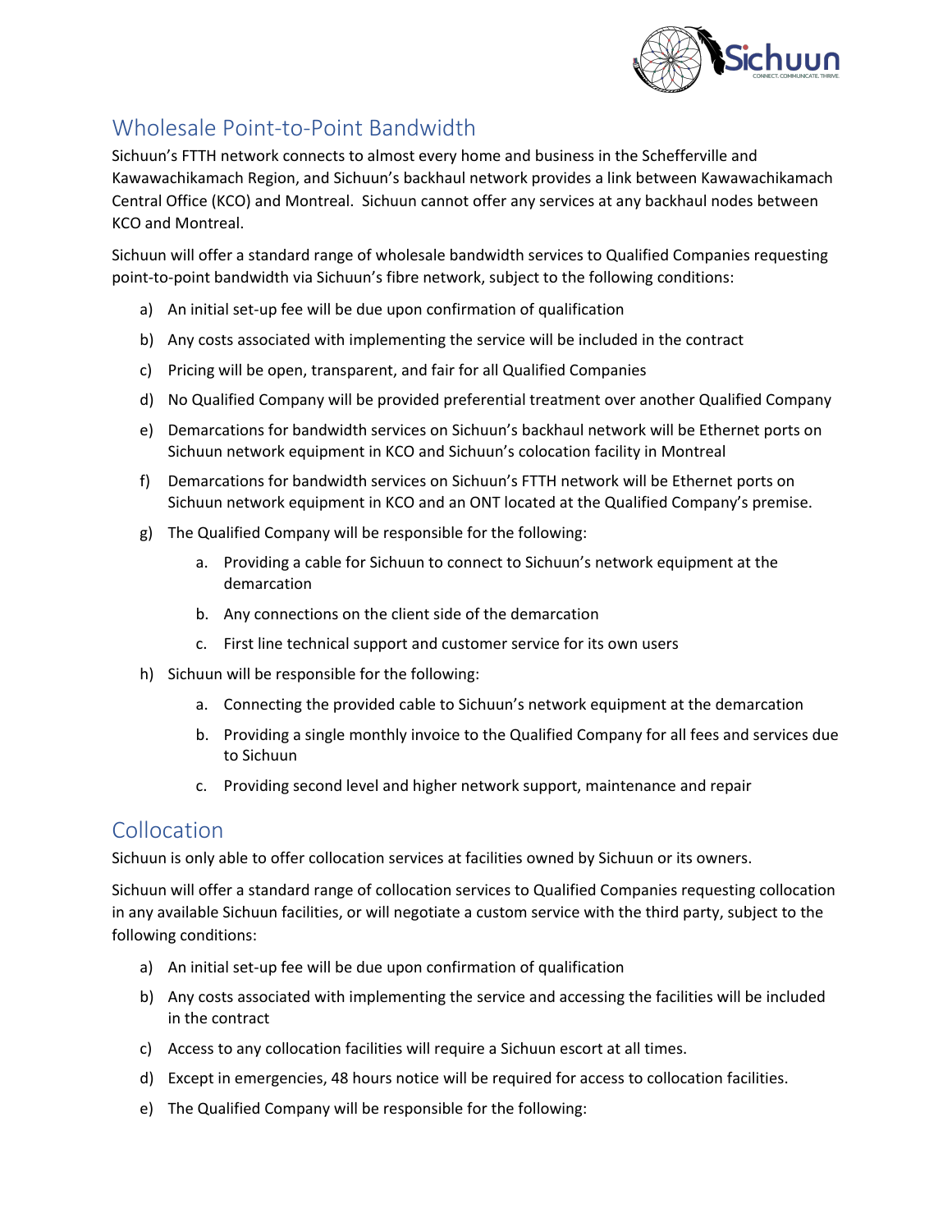## Wholesale Point-to-Point Bandwidth

Sichuun's FTTH network connects to almost every home and business in the Schefferville and Kawawachikamach Region, and Sichuun's backhaul network provides a link between Kawawachikamach Central Office (KCO) and Montreal. Sichuun cannot offer any services at any backhaul nodes between KCO and Montreal.

Sichuun will offer a standard range of wholesale bandwidth services to Qualified Companies requesting point-to-point bandwidth via Sichuun's fibre network, subject to the following conditions:

a) An initial set-up fee will be due upon confirmation of qualification

b) Any costs associated with implementing the service will be included in the contract

c) Pricing will be open, transparent, and fair for all Qualified Companies

d) No Qualified Company will be provided preferential treatment over another Qualified Company

e) Demarcations for bandwidth services on Sichuun's backhaul network will be Ethernet ports on Sichuun network equipment in KCO and Sichuun's colocation facility in Montreal

f) Demarcations for bandwidth services on Sichuun's FTTH network will be Ethernet ports on Sichuun network equipment in KCO and an ONT located at the Qualified Company's premise.

g) The Qualified Company will be responsible for the following:

   a. Providing a cable for Sichuun to connect to Sichuun's network equipment at the demarcation

   b. Any connections on the client side of the demarcation

   c. First line technical support and customer service for its own users

h) Sichuun will be responsible for the following:

   a. Connecting the provided cable to Sichuun's network equipment at the demarcation

   b. Providing a single monthly invoice to the Qualified Company for all fees and services due to Sichuun

   c. Providing second level and higher network support, maintenance and repair

## Collocation

Sichuun is only able to offer collocation services at facilities owned by Sichuun or its owners.

Sichuun will offer a standard range of collocation services to Qualified Companies requesting collocation in any available Sichuun facilities, or will negotiate a custom service with the third party, subject to the following conditions:

a) An initial set-up fee will be due upon confirmation of qualification

b) Any costs associated with implementing the service and accessing the facilities will be included in the contract

c) Access to any collocation facilities will require a Sichuun escort at all times.

d) Except in emergencies, 48 hours notice will be required for access to collocation facilities.

e) The Qualified Company will be responsible for the following: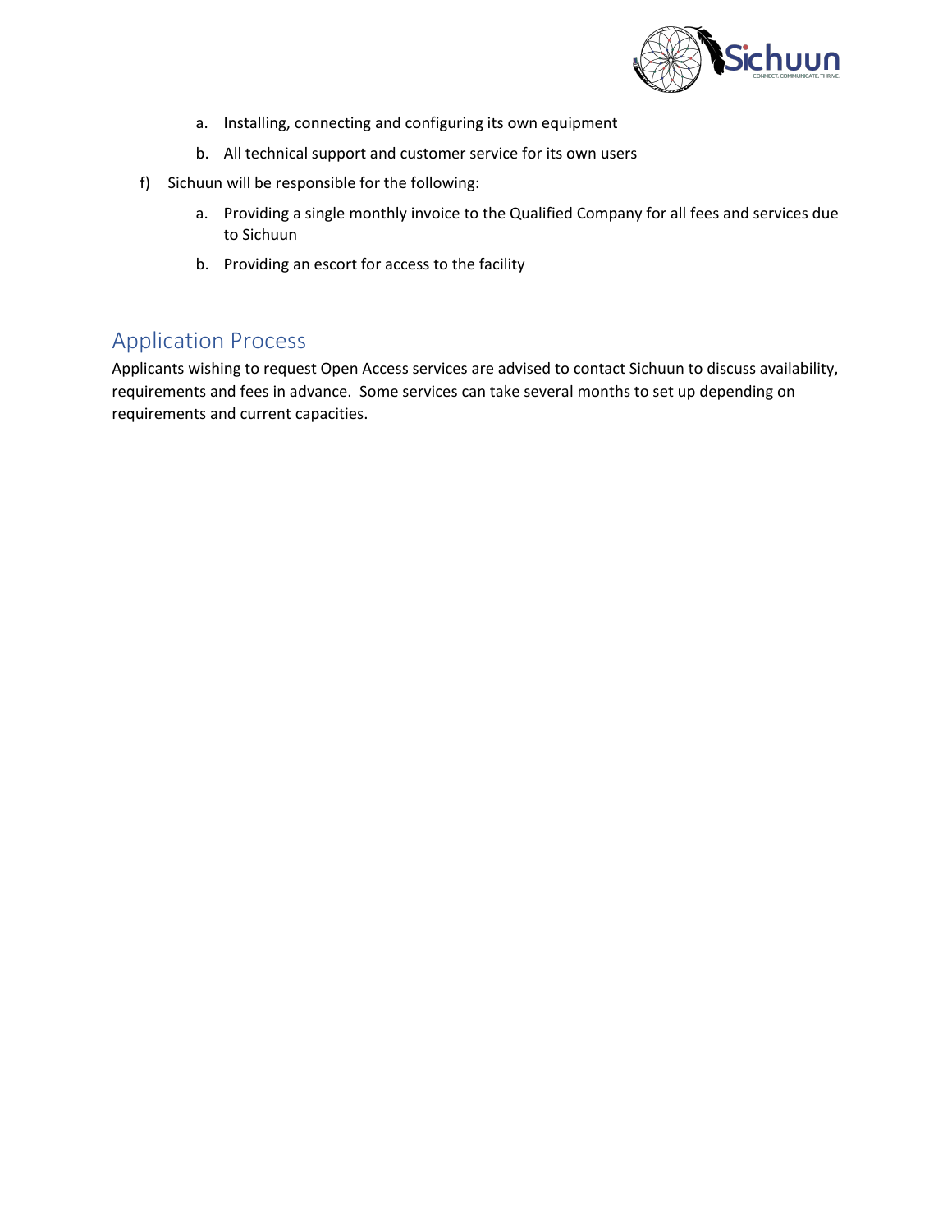a. Installing, connecting and configuring its own equipment

   b. All technical support and customer service for its own users

f) Sichuun will be responsible for the following:

   a. Providing a single monthly invoice to the Qualified Company for all fees and services due to Sichuun

   b. Providing an escort for access to the facility

## Application Process

Applicants wishing to request Open Access services are advised to contact Sichuun to discuss availability, requirements and fees in advance. Some services can take several months to set up depending on requirements and current capacities.